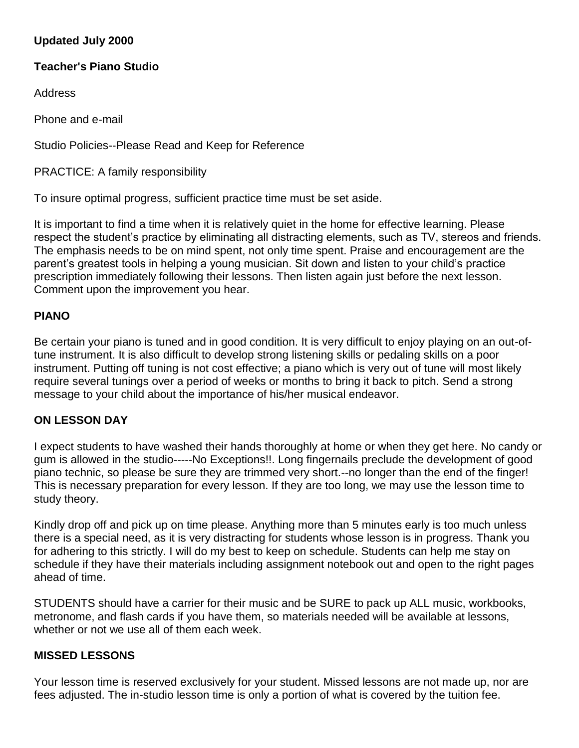**Updated July 2000**

**Teacher's Piano Studio**

Address

Phone and e-mail

Studio Policies--Please Read and Keep for Reference

PRACTICE: A family responsibility

To insure optimal progress, sufficient practice time must be set aside.

It is important to find a time when it is relatively quiet in the home for effective learning. Please respect the student's practice by eliminating all distracting elements, such as TV, stereos and friends. The emphasis needs to be on mind spent, not only time spent. Praise and encouragement are the parent's greatest tools in helping a young musician. Sit down and listen to your child's practice prescription immediately following their lessons. Then listen again just before the next lesson. Comment upon the improvement you hear.

## PIANO

Be certain your piano is tuned and in good condition. It is very difficult to enjoy playing on an out-of-tune instrument. It is also difficult to develop strong listening skills or pedaling skills on a poor instrument. Putting off tuning is not cost effective; a piano which is very out of tune will most likely require several tunings over a period of weeks or months to bring it back to pitch. Send a strong message to your child about the importance of his/her musical endeavor.

## ON LESSON DAY

I expect students to have washed their hands thoroughly at home or when they get here. No candy or gum is allowed in the studio-----No Exceptions!!. Long fingernails preclude the development of good piano technic, so please be sure they are trimmed very short.--no longer than the end of the finger! This is necessary preparation for every lesson. If they are too long, we may use the lesson time to study theory.

Kindly drop off and pick up on time please. Anything more than 5 minutes early is too much unless there is a special need, as it is very distracting for students whose lesson is in progress. Thank you for adhering to this strictly. I will do my best to keep on schedule. Students can help me stay on schedule if they have their materials including assignment notebook out and open to the right pages ahead of time.

STUDENTS should have a carrier for their music and be SURE to pack up ALL music, workbooks, metronome, and flash cards if you have them, so materials needed will be available at lessons, whether or not we use all of them each week.

## MISSED LESSONS

Your lesson time is reserved exclusively for your student. Missed lessons are not made up, nor are fees adjusted. The in-studio lesson time is only a portion of what is covered by the tuition fee.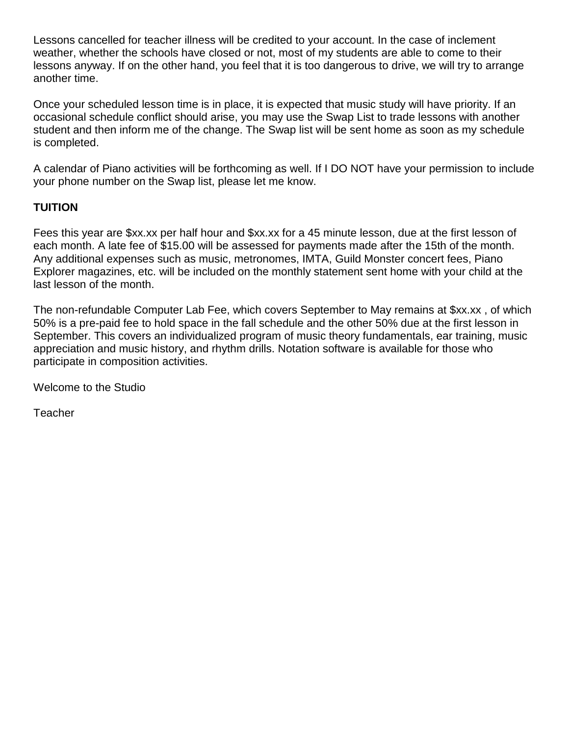Lessons cancelled for teacher illness will be credited to your account. In the case of inclement weather, whether the schools have closed or not, most of my students are able to come to their lessons anyway. If on the other hand, you feel that it is too dangerous to drive, we will try to arrange another time.

Once your scheduled lesson time is in place, it is expected that music study will have priority. If an occasional schedule conflict should arise, you may use the Swap List to trade lessons with another student and then inform me of the change. The Swap list will be sent home as soon as my schedule is completed.

A calendar of Piano activities will be forthcoming as well. If I DO NOT have your permission to include your phone number on the Swap list, please let me know.

**TUITION**

Fees this year are $xx.xx per half hour and $xx.xx for a 45 minute lesson, due at the first lesson of each month. A late fee of $15.00 will be assessed for payments made after the 15th of the month. Any additional expenses such as music, metronomes, IMTA, Guild Monster concert fees, Piano Explorer magazines, etc. will be included on the monthly statement sent home with your child at the last lesson of the month.

The non-refundable Computer Lab Fee, which covers September to May remains at $xx.xx , of which 50% is a pre-paid fee to hold space in the fall schedule and the other 50% due at the first lesson in September. This covers an individualized program of music theory fundamentals, ear training, music appreciation and music history, and rhythm drills. Notation software is available for those who participate in composition activities.

Welcome to the Studio

Teacher